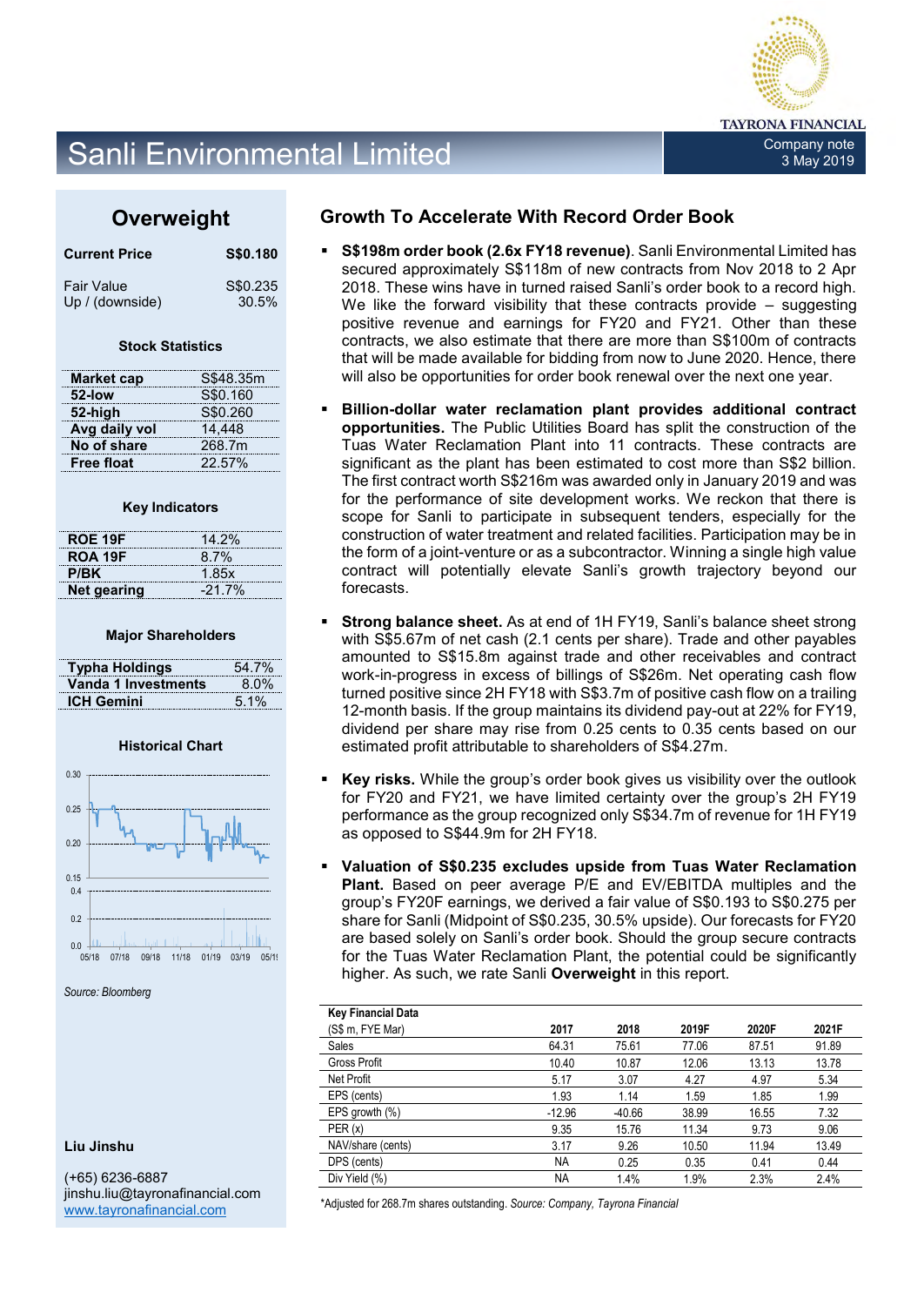# Sanli Environmental Limited

Company note
3 May 2019

## Overweight

| Current Price | S$0.180 |
|---|---|
| Fair Value | S$0.235 |
| Up / (downside) | 30.5% |

### Stock Statistics

| | |
|---|---|
| Market cap | S$48.35m |
| 52-low | S$0.160 |
| 52-high | S$0.260 |
| Avg daily vol | 14,448 |
| No of share | 268.7m |
| Free float | 22.57% |

### Key Indicators

| | |
|---|---|
| ROE 19F | 14.2% |
| ROA 19F | 8.7% |
| P/BK | 1.85x |
| Net gearing | -21.7% |

### Major Shareholders

| | |
|---|---|
| Typha Holdings | 54.7% |
| Vanda 1 Investments | 8.0% |
| ICH Gemini | 5.1% |

### Historical Chart

*Source: Bloomberg*

**Liu Jinshu**

(+65) 6236-6887
jinshu.liu@tayronafinancial.com
www.tayronafinancial.com

## Growth To Accelerate With Record Order Book

- **S$198m order book (2.6x FY18 revenue)**. Sanli Environmental Limited has secured approximately S$118m of new contracts from Nov 2018 to 2 Apr 2018. These wins have in turned raised Sanli's order book to a record high. We like the forward visibility that these contracts provide – suggesting positive revenue and earnings for FY20 and FY21. Other than these contracts, we also estimate that there are more than S$100m of contracts that will be made available for bidding from now to June 2020. Hence, there will also be opportunities for order book renewal over the next one year.

- **Billion-dollar water reclamation plant provides additional contract opportunities.** The Public Utilities Board has split the construction of the Tuas Water Reclamation Plant into 11 contracts. These contracts are significant as the plant has been estimated to cost more than S$2 billion. The first contract worth S$216m was awarded only in January 2019 and was for the performance of site development works. We reckon that there is scope for Sanli to participate in subsequent tenders, especially for the construction of water treatment and related facilities. Participation may be in the form of a joint-venture or as a subcontractor. Winning a single high value contract will potentially elevate Sanli's growth trajectory beyond our forecasts.

- **Strong balance sheet.** As at end of 1H FY19, Sanli's balance sheet strong with S$5.67m of net cash (2.1 cents per share). Trade and other payables amounted to S$15.8m against trade and other receivables and contract work-in-progress in excess of billings of S$26m. Net operating cash flow turned positive since 2H FY18 with S$3.7m of positive cash flow on a trailing 12-month basis. If the group maintains its dividend pay-out at 22% for FY19, dividend per share may rise from 0.25 cents to 0.35 cents based on our estimated profit attributable to shareholders of S$4.27m.

- **Key risks.** While the group's order book gives us visibility over the outlook for FY20 and FY21, we have limited certainty over the group's 2H FY19 performance as the group recognized only S$34.7m of revenue for 1H FY19 as opposed to S$44.9m for 2H FY18.

- **Valuation of S$0.235 excludes upside from Tuas Water Reclamation Plant.** Based on peer average P/E and EV/EBITDA multiples and the group's FY20F earnings, we derived a fair value of S$0.193 to S$0.275 per share for Sanli (Midpoint of S$0.235, 30.5% upside). Our forecasts for FY20 are based solely on Sanli's order book. Should the group secure contracts for the Tuas Water Reclamation Plant, the potential could be significantly higher. As such, we rate Sanli **Overweight** in this report.

| Key Financial Data (S$ m, FYE Mar) | 2017 | 2018 | 2019F | 2020F | 2021F |
|---|---|---|---|---|---|
| Sales | 64.31 | 75.61 | 77.06 | 87.51 | 91.89 |
| Gross Profit | 10.40 | 10.87 | 12.06 | 13.13 | 13.78 |
| Net Profit | 5.17 | 3.07 | 4.27 | 4.97 | 5.34 |
| EPS (cents) | 1.93 | 1.14 | 1.59 | 1.85 | 1.99 |
| EPS growth (%) | -12.96 | -40.66 | 38.99 | 16.55 | 7.32 |
| PER (x) | 9.35 | 15.76 | 11.34 | 9.73 | 9.06 |
| NAV/share (cents) | 3.17 | 9.26 | 10.50 | 11.94 | 13.49 |
| DPS (cents) | NA | 0.25 | 0.35 | 0.41 | 0.44 |
| Div Yield (%) | NA | 1.4% | 1.9% | 2.3% | 2.4% |

*Adjusted for 268.7m shares outstanding. *Source: Company, Tayrona Financial*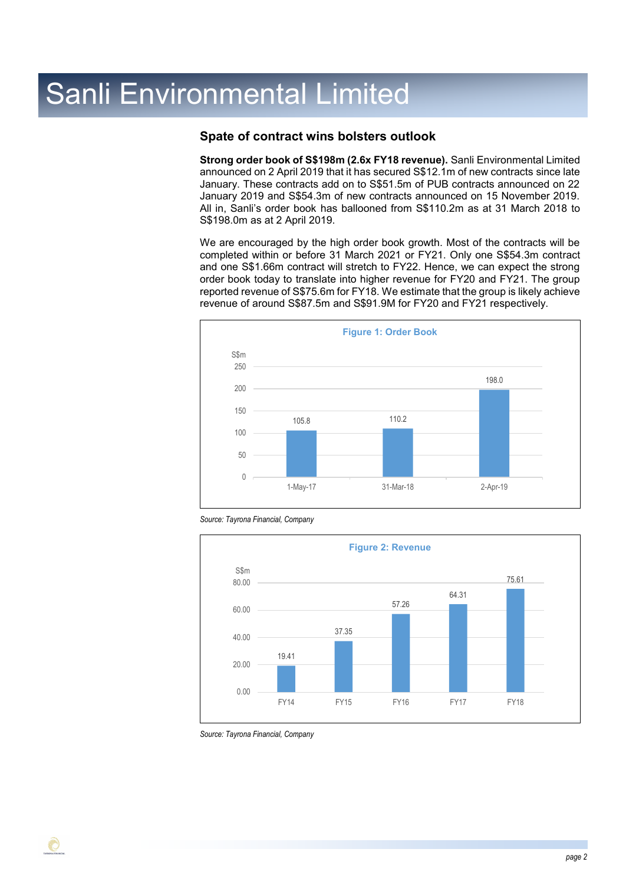# Sanli Environmental Limited

## Spate of contract wins bolsters outlook

**Strong order book of S$198m (2.6x FY18 revenue).** Sanli Environmental Limited announced on 2 April 2019 that it has secured S$12.1m of new contracts since late January. These contracts add on to S$51.5m of PUB contracts announced on 22 January 2019 and S$54.3m of new contracts announced on 15 November 2019. All in, Sanli's order book has ballooned from S$110.2m as at 31 March 2018 to S$198.0m as at 2 April 2019.

We are encouraged by the high order book growth. Most of the contracts will be completed within or before 31 March 2021 or FY21. Only one S$54.3m contract and one S$1.66m contract will stretch to FY22. Hence, we can expect the strong order book today to translate into higher revenue for FY20 and FY21. The group reported revenue of S$75.6m for FY18. We estimate that the group is likely achieve revenue of around S$87.5m and S$91.9M for FY20 and FY21 respectively.

**Figure 1: Order Book**

| Date | Order Book (S$m) |
|---|---|
| 1-May-17 | 105.8 |
| 31-Mar-18 | 110.2 |
| 2-Apr-19 | 198.0 |

*Source: Tayrona Financial, Company*

**Figure 2: Revenue**

| Year | Revenue (S$m) |
|---|---|
| FY14 | 19.41 |
| FY15 | 37.35 |
| FY16 | 57.26 |
| FY17 | 64.31 |
| FY18 | 75.61 |

*Source: Tayrona Financial, Company*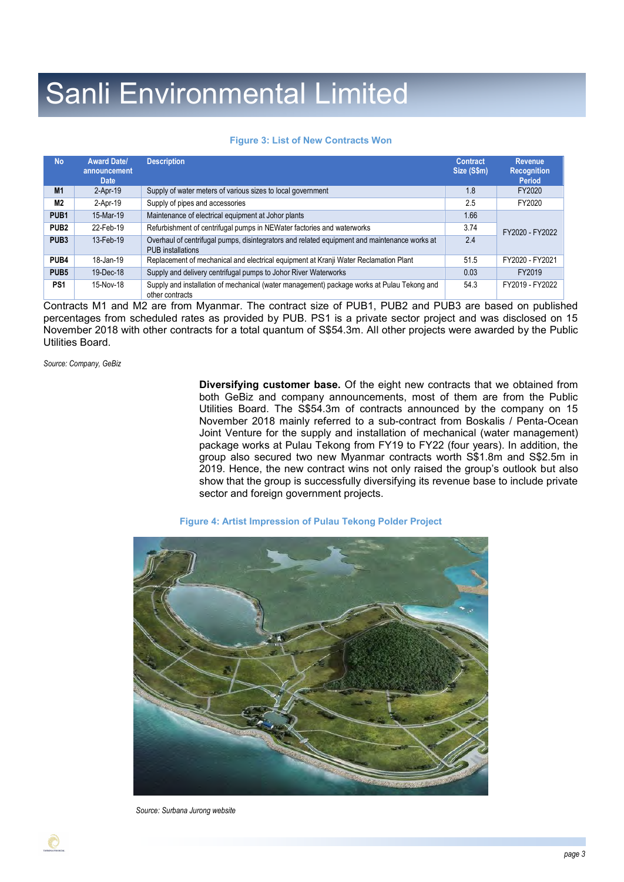# Sanli Environmental Limited

**Figure 3: List of New Contracts Won**

| No | Award Date/ announcement Date | Description | Contract Size (S$m) | Revenue Recognition Period |
|---|---|---|---|---|
| M1 | 2-Apr-19 | Supply of water meters of various sizes to local government | 1.8 | FY2020 |
| M2 | 2-Apr-19 | Supply of pipes and accessories | 2.5 | FY2020 |
| PUB1 | 15-Mar-19 | Maintenance of electrical equipment at Johor plants | 1.66 | FY2020 - FY2022 |
| PUB2 | 22-Feb-19 | Refurbishment of centrifugal pumps in NEWater factories and waterworks | 3.74 | |
| PUB3 | 13-Feb-19 | Overhaul of centrifugal pumps, disintegrators and related equipment and maintenance works at PUB installations | 2.4 | |
| PUB4 | 18-Jan-19 | Replacement of mechanical and electrical equipment at Kranji Water Reclamation Plant | 51.5 | FY2020 - FY2021 |
| PUB5 | 19-Dec-18 | Supply and delivery centrifugal pumps to Johor River Waterworks | 0.03 | FY2019 |
| PS1 | 15-Nov-18 | Supply and installation of mechanical (water management) package works at Pulau Tekong and other contracts | 54.3 | FY2019 - FY2022 |

Contracts M1 and M2 are from Myanmar. The contract size of PUB1, PUB2 and PUB3 are based on published percentages from scheduled rates as provided by PUB. PS1 is a private sector project and was disclosed on 15 November 2018 with other contracts for a total quantum of S$54.3m. All other projects were awarded by the Public Utilities Board.

*Source: Company, GeBiz*

**Diversifying customer base.** Of the eight new contracts that we obtained from both GeBiz and company announcements, most of them are from the Public Utilities Board. The S$54.3m of contracts announced by the company on 15 November 2018 mainly referred to a sub-contract from Boskalis / Penta-Ocean Joint Venture for the supply and installation of mechanical (water management) package works at Pulau Tekong from FY19 to FY22 (four years). In addition, the group also secured two new Myanmar contracts worth S$1.8m and S$2.5m in 2019. Hence, the new contract wins not only raised the group's outlook but also show that the group is successfully diversifying its revenue base to include private sector and foreign government projects.

**Figure 4: Artist Impression of Pulau Tekong Polder Project**

*Source: Surbana Jurong website*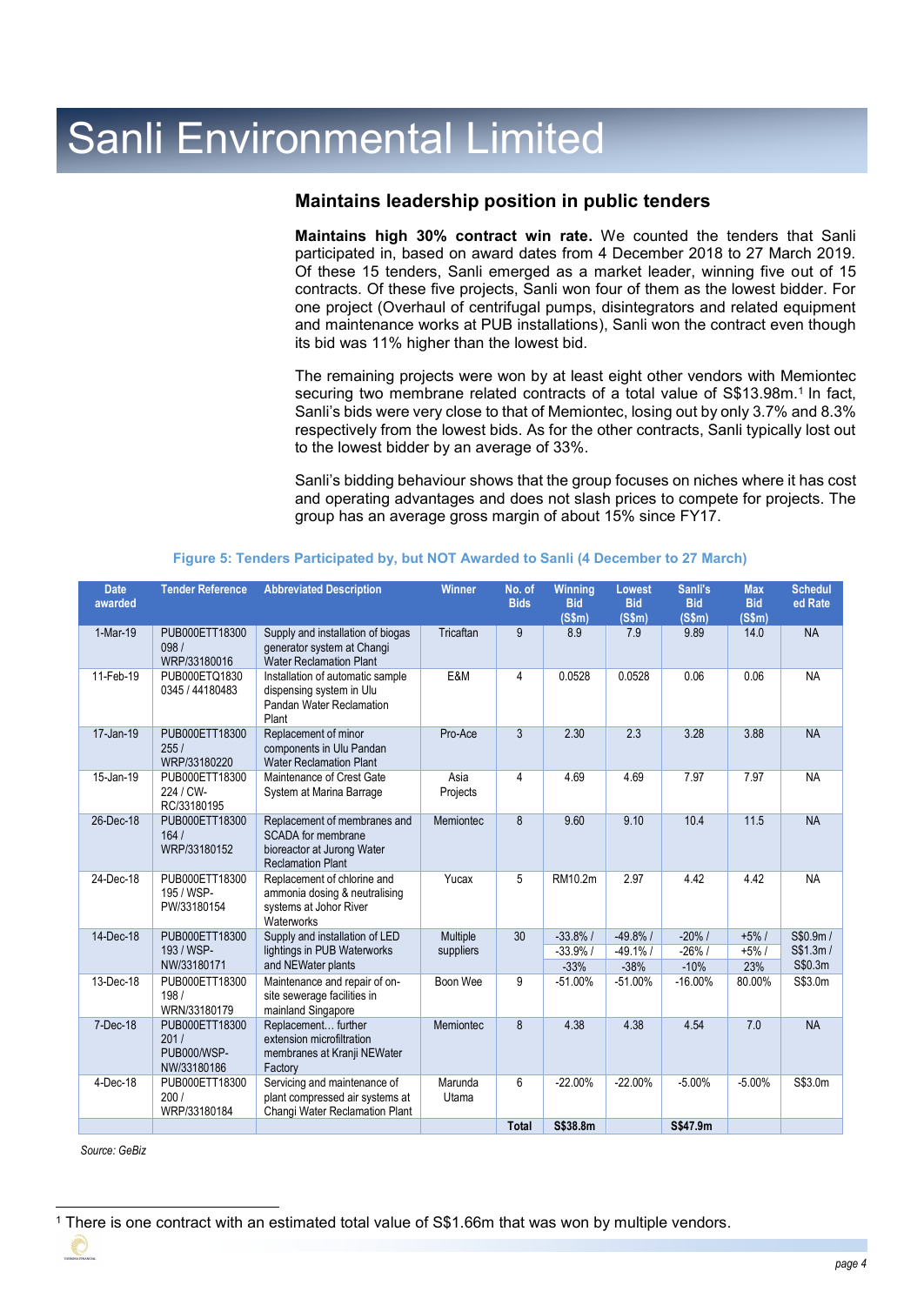# Sanli Environmental Limited

## Maintains leadership position in public tenders

**Maintains high 30% contract win rate.** We counted the tenders that Sanli participated in, based on award dates from 4 December 2018 to 27 March 2019. Of these 15 tenders, Sanli emerged as a market leader, winning five out of 15 contracts. Of these five projects, Sanli won four of them as the lowest bidder. For one project (Overhaul of centrifugal pumps, disintegrators and related equipment and maintenance works at PUB installations), Sanli won the contract even though its bid was 11% higher than the lowest bid.

The remaining projects were won by at least eight other vendors with Memiontec securing two membrane related contracts of a total value of S$13.98m.[1] In fact, Sanli's bids were very close to that of Memiontec, losing out by only 3.7% and 8.3% respectively from the lowest bids. As for the other contracts, Sanli typically lost out to the lowest bidder by an average of 33%.

Sanli's bidding behaviour shows that the group focuses on niches where it has cost and operating advantages and does not slash prices to compete for projects. The group has an average gross margin of about 15% since FY17.

**Figure 5: Tenders Participated by, but NOT Awarded to Sanli (4 December to 27 March)**

| Date awarded | Tender Reference | Abbreviated Description | Winner | No. of Bids | Winning Bid (S$m) | Lowest Bid (S$m) | Sanli's Bid (S$m) | Max Bid (S$m) | Scheduled Rate |
|---|---|---|---|---|---|---|---|---|---|
| 1-Mar-19 | PUB000ETT18300 098 / WRP/33180016 | Supply and installation of biogas generator system at Changi Water Reclamation Plant | Tricaftan | 9 | 8.9 | 7.9 | 9.89 | 14.0 | NA |
| 11-Feb-19 | PUB000ETQ1830 0345 / 44180483 | Installation of automatic sample dispensing system in Ulu Pandan Water Reclamation Plant | E&M | 4 | 0.0528 | 0.0528 | 0.06 | 0.06 | NA |
| 17-Jan-19 | PUB000ETT18300 255 / WRP/33180220 | Replacement of minor components in Ulu Pandan Water Reclamation Plant | Pro-Ace | 3 | 2.30 | 2.3 | 3.28 | 3.88 | NA |
| 15-Jan-19 | PUB000ETT18300 224 / CW-RC/33180195 | Maintenance of Crest Gate System at Marina Barrage | Asia Projects | 4 | 4.69 | 4.69 | 7.97 | 7.97 | NA |
| 26-Dec-18 | PUB000ETT18300 164 / WRP/33180152 | Replacement of membranes and SCADA for membrane bioreactor at Jurong Water Reclamation Plant | Memiontec | 8 | 9.60 | 9.10 | 10.4 | 11.5 | NA |
| 24-Dec-18 | PUB000ETT18300 195 / WSP-PW/33180154 | Replacement of chlorine and ammonia dosing & neutralising systems at Johor River Waterworks | Yucax | 5 | RM10.2m | 2.97 | 4.42 | 4.42 | NA |
| 14-Dec-18 | PUB000ETT18300 193 / WSP-NW/33180171 | Supply and installation of LED lightings in PUB Waterworks and NEWater plants | Multiple suppliers | 30 | -33.8% / -33.9% / -33% | -49.8% / -49.1% / -38% | -20% / -26% / -10% | +5% / +5% / 23% | S$0.9m / S$1.3m / S$0.3m |
| 13-Dec-18 | PUB000ETT18300 198 / WRN/33180179 | Maintenance and repair of on-site sewerage facilities in mainland Singapore | Boon Wee | 9 | -51.00% | -51.00% | -16.00% | 80.00% | S$3.0m |
| 7-Dec-18 | PUB000ETT18300 201 / PUB000/WSP-NW/33180186 | Replacement… further extension microfiltration membranes at Kranji NEWater Factory | Memiontec | 8 | 4.38 | 4.38 | 4.54 | 7.0 | NA |
| 4-Dec-18 | PUB000ETT18300 200 / WRP/33180184 | Servicing and maintenance of plant compressed air systems at Changi Water Reclamation Plant | Marunda Utama | 6 | -22.00% | -22.00% | -5.00% | -5.00% | S$3.0m |
| | | | | Total | S$38.8m | | S$47.9m | | |

*Source: GeBiz*

[1] There is one contract with an estimated total value of S$1.66m that was won by multiple vendors.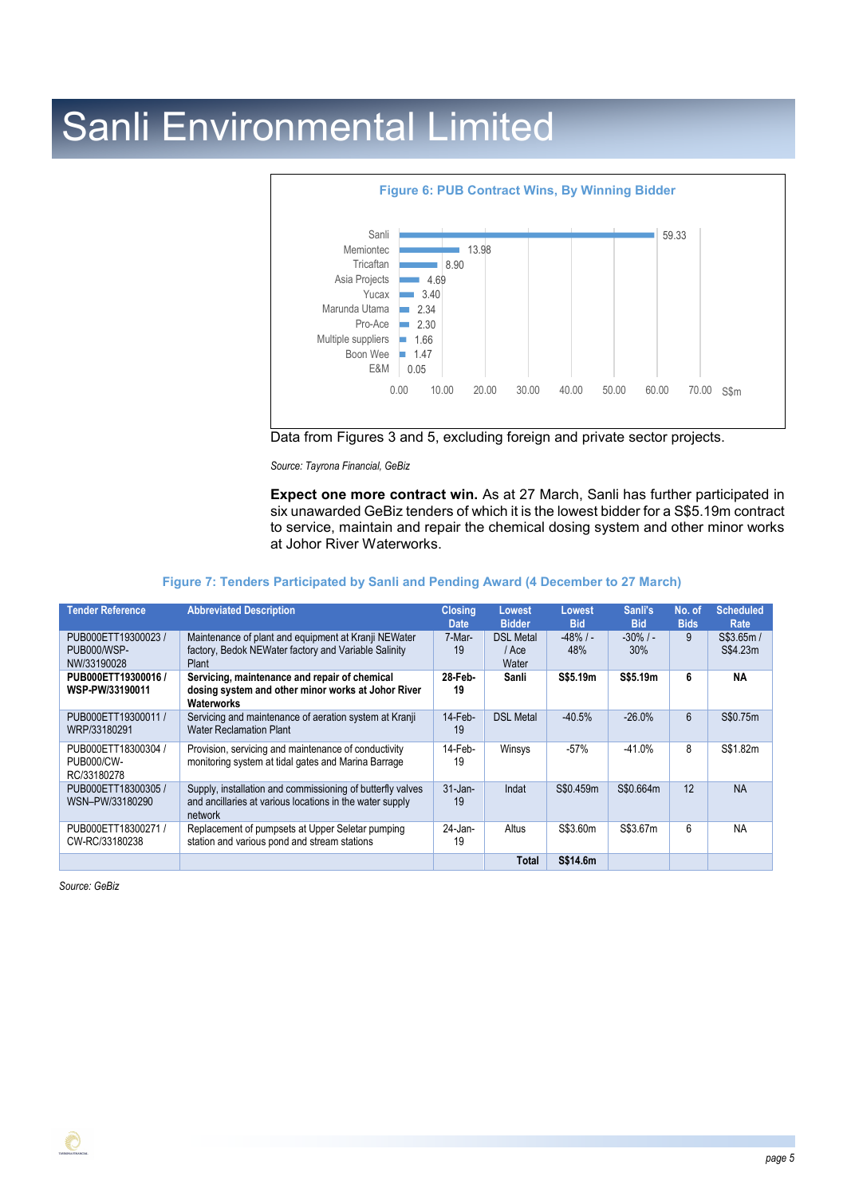# Sanli Environmental Limited

**Figure 6: PUB Contract Wins, By Winning Bidder**

| Winning Bidder | S$m |
|---|---|
| Sanli | 59.33 |
| Memiontec | 13.98 |
| Tricaftan | 8.90 |
| Asia Projects | 4.69 |
| Yucax | 3.40 |
| Marunda Utama | 2.34 |
| Pro-Ace | 2.30 |
| Multiple suppliers | 1.66 |
| Boon Wee | 1.47 |
| E&M | 0.05 |

Data from Figures 3 and 5, excluding foreign and private sector projects.

*Source: Tayrona Financial, GeBiz*

**Expect one more contract win.** As at 27 March, Sanli has further participated in six unawarded GeBiz tenders of which it is the lowest bidder for a S$5.19m contract to service, maintain and repair the chemical dosing system and other minor works at Johor River Waterworks.

**Figure 7: Tenders Participated by Sanli and Pending Award (4 December to 27 March)**

| Tender Reference | Abbreviated Description | Closing Date | Lowest Bidder | Lowest Bid | Sanli's Bid | No. of Bids | Scheduled Rate |
|---|---|---|---|---|---|---|---|
| PUB000ETT19300023 / PUB000/WSP-NW/33190028 | Maintenance of plant and equipment at Kranji NEWater factory, Bedok NEWater factory and Variable Salinity Plant | 7-Mar-19 | DSL Metal / Ace Water | -48% / -48% | -30% / -30% | 9 | S$3.65m / S$4.23m |
| **PUB000ETT19300016 / WSP-PW/33190011** | **Servicing, maintenance and repair of chemical dosing system and other minor works at Johor River Waterworks** | **28-Feb-19** | **Sanli** | **S$5.19m** | **S$5.19m** | **6** | **NA** |
| PUB000ETT19300011 / WRP/33180291 | Servicing and maintenance of aeration system at Kranji Water Reclamation Plant | 14-Feb-19 | DSL Metal | -40.5% | -26.0% | 6 | S$0.75m |
| PUB000ETT18300304 / PUB000/CW-RC/33180278 | Provision, servicing and maintenance of conductivity monitoring system at tidal gates and Marina Barrage | 14-Feb-19 | Winsys | -57% | -41.0% | 8 | S$1.82m |
| PUB000ETT18300305 / WSN–PW/33180290 | Supply, installation and commissioning of butterfly valves and ancillaries at various locations in the water supply network | 31-Jan-19 | Indat | S$0.459m | S$0.664m | 12 | NA |
| PUB000ETT18300271 / CW-RC/33180238 | Replacement of pumpsets at Upper Seletar pumping station and various pond and stream stations | 24-Jan-19 | Altus | S$3.60m | S$3.67m | 6 | NA |
| | | | **Total** | **S$14.6m** | | | |

*Source: GeBiz*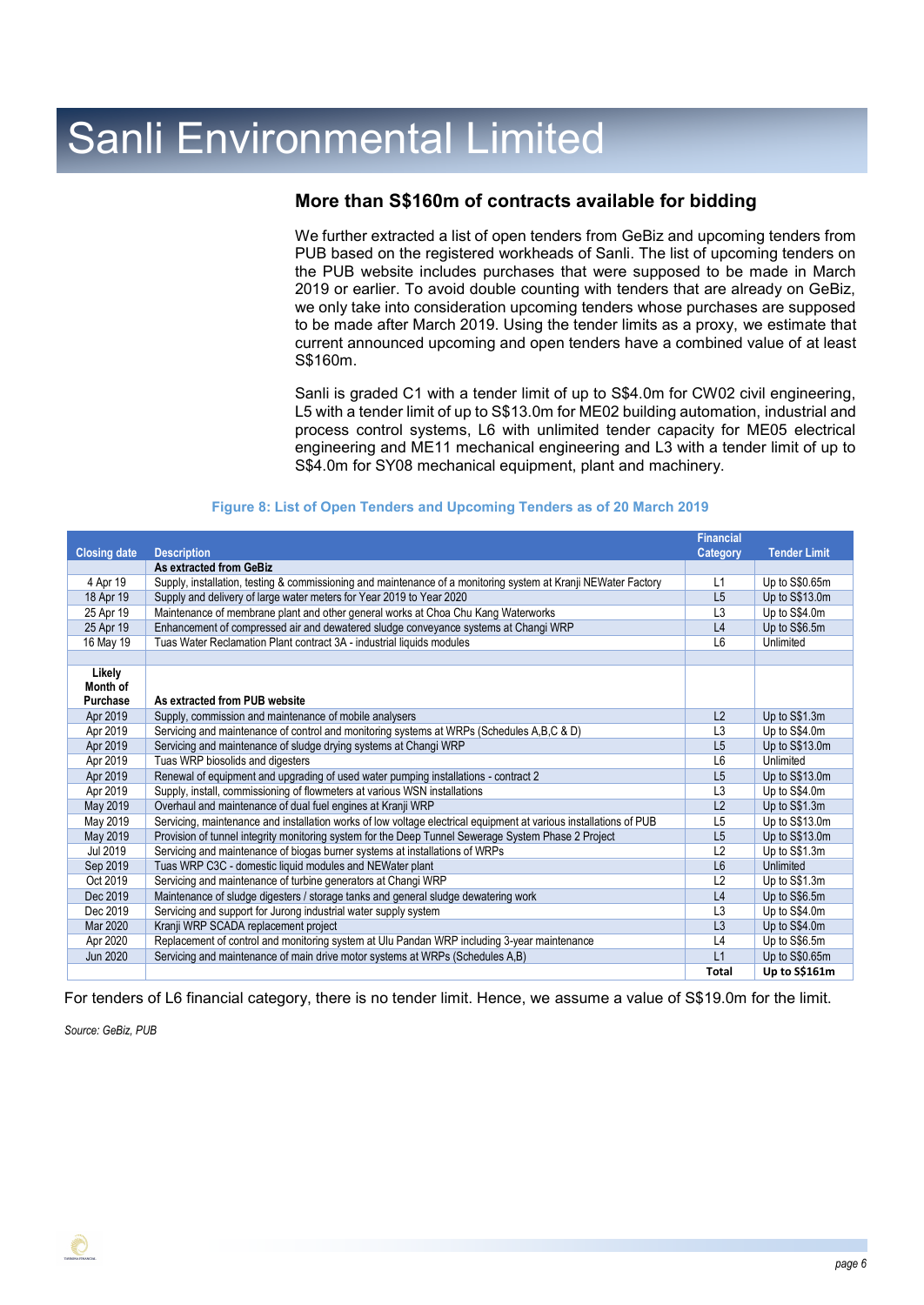# Sanli Environmental Limited

## More than S$160m of contracts available for bidding

We further extracted a list of open tenders from GeBiz and upcoming tenders from PUB based on the registered workheads of Sanli. The list of upcoming tenders on the PUB website includes purchases that were supposed to be made in March 2019 or earlier. To avoid double counting with tenders that are already on GeBiz, we only take into consideration upcoming tenders whose purchases are supposed to be made after March 2019. Using the tender limits as a proxy, we estimate that current announced upcoming and open tenders have a combined value of at least S$160m.

Sanli is graded C1 with a tender limit of up to S$4.0m for CW02 civil engineering, L5 with a tender limit of up to S$13.0m for ME02 building automation, industrial and process control systems, L6 with unlimited tender capacity for ME05 electrical engineering and ME11 mechanical engineering and L3 with a tender limit of up to S$4.0m for SY08 mechanical equipment, plant and machinery.

**Figure 8: List of Open Tenders and Upcoming Tenders as of 20 March 2019**

| Closing date | Description | Financial Category | Tender Limit |
|---|---|---|---|
| | **As extracted from GeBiz** | | |
| 4 Apr 19 | Supply, installation, testing & commissioning and maintenance of a monitoring system at Kranji NEWater Factory | L1 | Up to S$0.65m |
| 18 Apr 19 | Supply and delivery of large water meters for Year 2019 to Year 2020 | L5 | Up to S$13.0m |
| 25 Apr 19 | Maintenance of membrane plant and other general works at Choa Chu Kang Waterworks | L3 | Up to S$4.0m |
| 25 Apr 19 | Enhancement of compressed air and dewatered sludge conveyance systems at Changi WRP | L4 | Up to S$6.5m |
| 16 May 19 | Tuas Water Reclamation Plant contract 3A - industrial liquids modules | L6 | Unlimited |
| | | | |
| **Likely Month of Purchase** | **As extracted from PUB website** | | |
| Apr 2019 | Supply, commission and maintenance of mobile analysers | L2 | Up to S$1.3m |
| Apr 2019 | Servicing and maintenance of control and monitoring systems at WRPs (Schedules A,B,C & D) | L3 | Up to S$4.0m |
| Apr 2019 | Servicing and maintenance of sludge drying systems at Changi WRP | L5 | Up to S$13.0m |
| Apr 2019 | Tuas WRP biosolids and digesters | L6 | Unlimited |
| Apr 2019 | Renewal of equipment and upgrading of used water pumping installations - contract 2 | L5 | Up to S$13.0m |
| Apr 2019 | Supply, install, commissioning of flowmeters at various WSN installations | L3 | Up to S$4.0m |
| May 2019 | Overhaul and maintenance of dual fuel engines at Kranji WRP | L2 | Up to S$1.3m |
| May 2019 | Servicing, maintenance and installation works of low voltage electrical equipment at various installations of PUB | L5 | Up to S$13.0m |
| May 2019 | Provision of tunnel integrity monitoring system for the Deep Tunnel Sewerage System Phase 2 Project | L5 | Up to S$13.0m |
| Jul 2019 | Servicing and maintenance of biogas burner systems at installations of WRPs | L2 | Up to S$1.3m |
| Sep 2019 | Tuas WRP C3C - domestic liquid modules and NEWater plant | L6 | Unlimited |
| Oct 2019 | Servicing and maintenance of turbine generators at Changi WRP | L2 | Up to S$1.3m |
| Dec 2019 | Maintenance of sludge digesters / storage tanks and general sludge dewatering work | L4 | Up to S$6.5m |
| Dec 2019 | Servicing and support for Jurong industrial water supply system | L3 | Up to S$4.0m |
| Mar 2020 | Kranji WRP SCADA replacement project | L3 | Up to S$4.0m |
| Apr 2020 | Replacement of control and monitoring system at Ulu Pandan WRP including 3-year maintenance | L4 | Up to S$6.5m |
| Jun 2020 | Servicing and maintenance of main drive motor systems at WRPs (Schedules A,B) | L1 | Up to S$0.65m |
| | | **Total** | **Up to S$161m** |

For tenders of L6 financial category, there is no tender limit. Hence, we assume a value of S$19.0m for the limit.

*Source: GeBiz, PUB*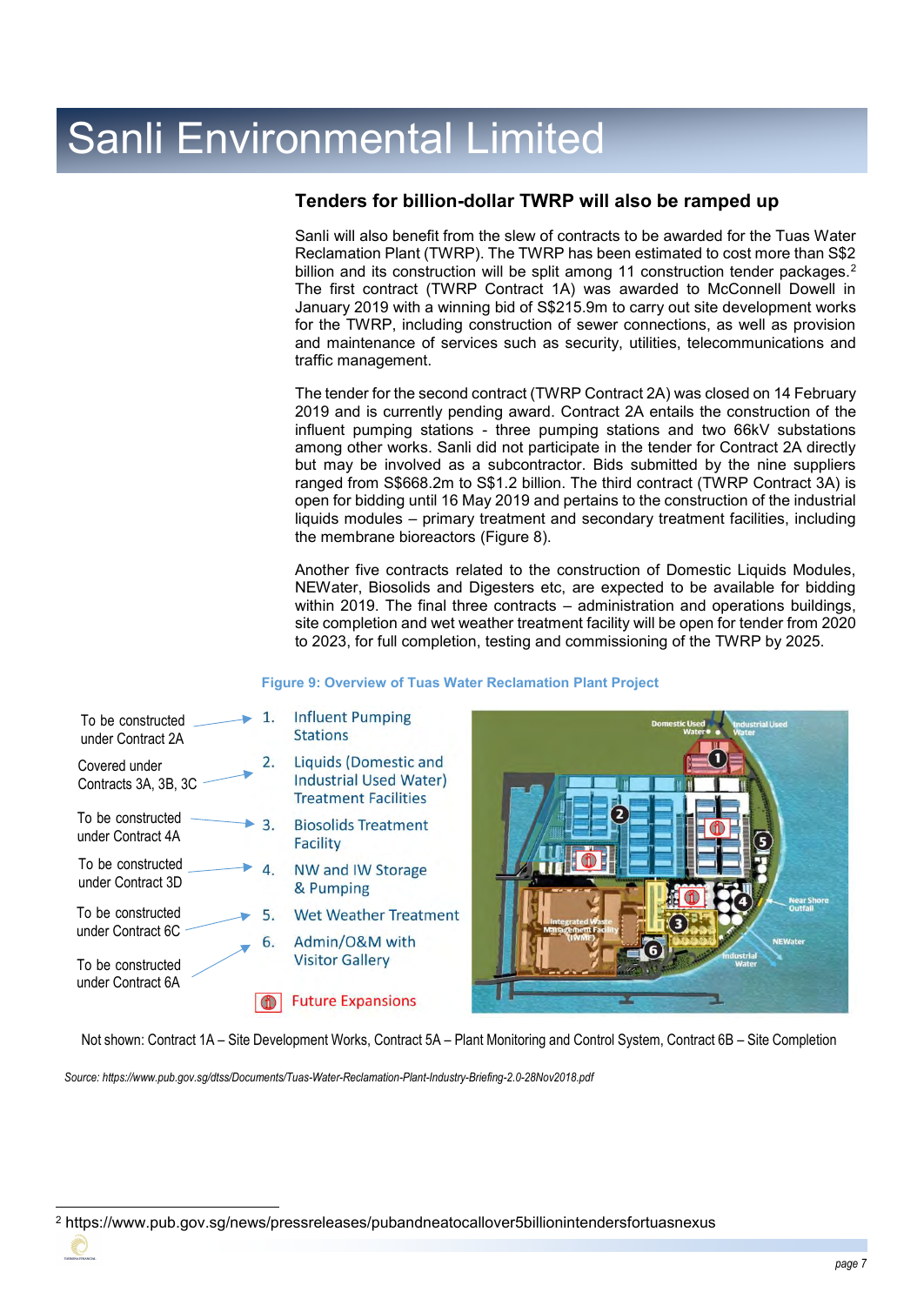## Tenders for billion-dollar TWRP will also be ramped up

Sanli will also benefit from the slew of contracts to be awarded for the Tuas Water Reclamation Plant (TWRP). The TWRP has been estimated to cost more than S$2 billion and its construction will be split among 11 construction tender packages.[2] The first contract (TWRP Contract 1A) was awarded to McConnell Dowell in January 2019 with a winning bid of S$215.9m to carry out site development works for the TWRP, including construction of sewer connections, as well as provision and maintenance of services such as security, utilities, telecommunications and traffic management.

The tender for the second contract (TWRP Contract 2A) was closed on 14 February 2019 and is currently pending award. Contract 2A entails the construction of the influent pumping stations - three pumping stations and two 66kV substations among other works. Sanli did not participate in the tender for Contract 2A directly but may be involved as a subcontractor. Bids submitted by the nine suppliers ranged from S$668.2m to S$1.2 billion. The third contract (TWRP Contract 3A) is open for bidding until 16 May 2019 and pertains to the construction of the industrial liquids modules – primary treatment and secondary treatment facilities, including the membrane bioreactors (Figure 8).

Another five contracts related to the construction of Domestic Liquids Modules, NEWater, Biosolids and Digesters etc, are expected to be available for bidding within 2019. The final three contracts – administration and operations buildings, site completion and wet weather treatment facility will be open for tender from 2020 to 2023, for full completion, testing and commissioning of the TWRP by 2025.

**Figure 9: Overview of Tuas Water Reclamation Plant Project**

| Contract | Facility |
|---|---|
| To be constructed under Contract 2A | 1. Influent Pumping Stations |
| Covered under Contracts 3A, 3B, 3C | 2. Liquids (Domestic and Industrial Used Water) Treatment Facilities |
| To be constructed under Contract 4A | 3. Biosolids Treatment Facility |
| To be constructed under Contract 3D | 4. NW and IW Storage & Pumping |
| To be constructed under Contract 6C | 5. Wet Weather Treatment |
| To be constructed under Contract 6A | 6. Admin/O&M with Visitor Gallery |
| | Future Expansions |

Not shown: Contract 1A – Site Development Works, Contract 5A – Plant Monitoring and Control System, Contract 6B – Site Completion

*Source: https://www.pub.gov.sg/dtss/Documents/Tuas-Water-Reclamation-Plant-Industry-Briefing-2.0-28Nov2018.pdf*

[2] https://www.pub.gov.sg/news/pressreleases/pubandneatocallover5billionintendersfortuasnexus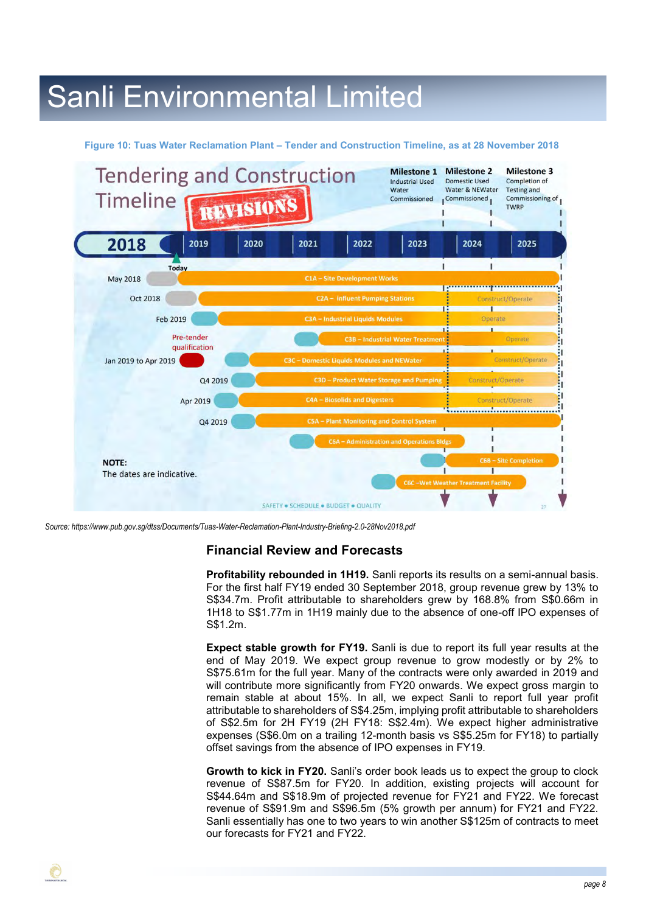**Figure 10: Tuas Water Reclamation Plant – Tender and Construction Timeline, as at 28 November 2018**

*Source: https://www.pub.gov.sg/dtss/Documents/Tuas-Water-Reclamation-Plant-Industry-Briefing-2.0-28Nov2018.pdf*

## Financial Review and Forecasts

**Profitability rebounded in 1H19.** Sanli reports its results on a semi-annual basis. For the first half FY19 ended 30 September 2018, group revenue grew by 13% to S$34.7m. Profit attributable to shareholders grew by 168.8% from S$0.66m in 1H18 to S$1.77m in 1H19 mainly due to the absence of one-off IPO expenses of S$1.2m.

**Expect stable growth for FY19.** Sanli is due to report its full year results at the end of May 2019. We expect group revenue to grow modestly or by 2% to S$75.61m for the full year. Many of the contracts were only awarded in 2019 and will contribute more significantly from FY20 onwards. We expect gross margin to remain stable at about 15%. In all, we expect Sanli to report full year profit attributable to shareholders of S$4.25m, implying profit attributable to shareholders of S$2.5m for 2H FY19 (2H FY18: S$2.4m). We expect higher administrative expenses (S$6.0m on a trailing 12-month basis vs S$5.25m for FY18) to partially offset savings from the absence of IPO expenses in FY19.

**Growth to kick in FY20.** Sanli's order book leads us to expect the group to clock revenue of S$87.5m for FY20. In addition, existing projects will account for S$44.64m and S$18.9m of projected revenue for FY21 and FY22. We forecast revenue of S$91.9m and S$96.5m (5% growth per annum) for FY21 and FY22. Sanli essentially has one to two years to win another S$125m of contracts to meet our forecasts for FY21 and FY22.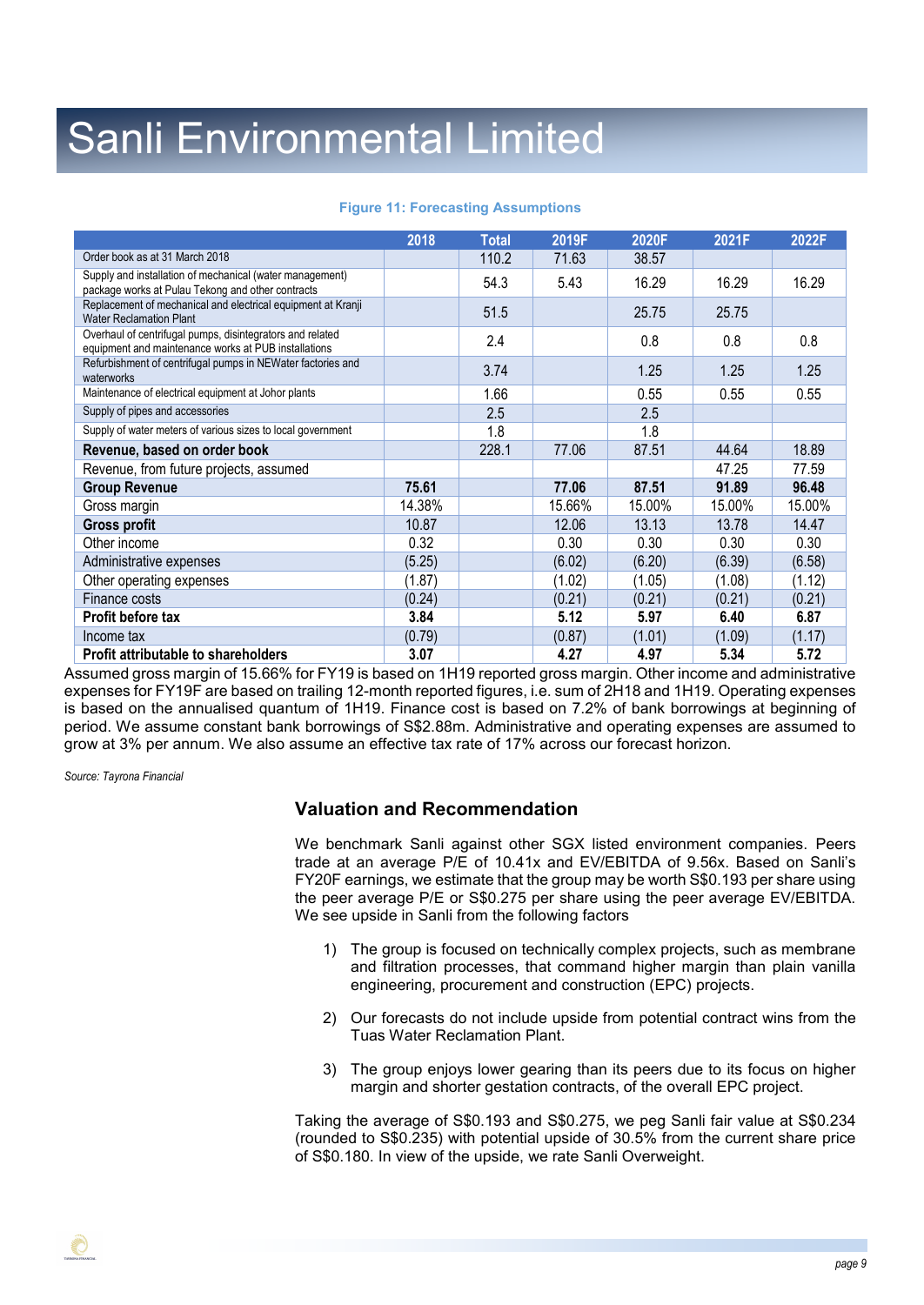# Sanli Environmental Limited

**Figure 11: Forecasting Assumptions**

| | 2018 | Total | 2019F | 2020F | 2021F | 2022F |
|---|---|---|---|---|---|---|
| Order book as at 31 March 2018 | | 110.2 | 71.63 | 38.57 | | |
| Supply and installation of mechanical (water management) package works at Pulau Tekong and other contracts | | 54.3 | 5.43 | 16.29 | 16.29 | 16.29 |
| Replacement of mechanical and electrical equipment at Kranji Water Reclamation Plant | | 51.5 | | 25.75 | 25.75 | |
| Overhaul of centrifugal pumps, disintegrators and related equipment and maintenance works at PUB installations | | 2.4 | | 0.8 | 0.8 | 0.8 |
| Refurbishment of centrifugal pumps in NEWater factories and waterworks | | 3.74 | | 1.25 | 1.25 | 1.25 |
| Maintenance of electrical equipment at Johor plants | | 1.66 | | 0.55 | 0.55 | 0.55 |
| Supply of pipes and accessories | | 2.5 | | 2.5 | | |
| Supply of water meters of various sizes to local government | | 1.8 | | 1.8 | | |
| **Revenue, based on order book** | | 228.1 | 77.06 | 87.51 | 44.64 | 18.89 |
| Revenue, from future projects, assumed | | | | | 47.25 | 77.59 |
| **Group Revenue** | **75.61** | | **77.06** | **87.51** | **91.89** | **96.48** |
| Gross margin | 14.38% | | 15.66% | 15.00% | 15.00% | 15.00% |
| **Gross profit** | 10.87 | | 12.06 | 13.13 | 13.78 | 14.47 |
| Other income | 0.32 | | 0.30 | 0.30 | 0.30 | 0.30 |
| Administrative expenses | (5.25) | | (6.02) | (6.20) | (6.39) | (6.58) |
| Other operating expenses | (1.87) | | (1.02) | (1.05) | (1.08) | (1.12) |
| Finance costs | (0.24) | | (0.21) | (0.21) | (0.21) | (0.21) |
| **Profit before tax** | **3.84** | | **5.12** | **5.97** | **6.40** | **6.87** |
| Income tax | (0.79) | | (0.87) | (1.01) | (1.09) | (1.17) |
| **Profit attributable to shareholders** | **3.07** | | **4.27** | **4.97** | **5.34** | **5.72** |

Assumed gross margin of 15.66% for FY19 is based on 1H19 reported gross margin. Other income and administrative expenses for FY19F are based on trailing 12-month reported figures, i.e. sum of 2H18 and 1H19. Operating expenses is based on the annualised quantum of 1H19. Finance cost is based on 7.2% of bank borrowings at beginning of period. We assume constant bank borrowings of S$2.88m. Administrative and operating expenses are assumed to grow at 3% per annum. We also assume an effective tax rate of 17% across our forecast horizon.

*Source: Tayrona Financial*

## Valuation and Recommendation

We benchmark Sanli against other SGX listed environment companies. Peers trade at an average P/E of 10.41x and EV/EBITDA of 9.56x. Based on Sanli's FY20F earnings, we estimate that the group may be worth S$0.193 per share using the peer average P/E or S$0.275 per share using the peer average EV/EBITDA. We see upside in Sanli from the following factors

1) The group is focused on technically complex projects, such as membrane and filtration processes, that command higher margin than plain vanilla engineering, procurement and construction (EPC) projects.

2) Our forecasts do not include upside from potential contract wins from the Tuas Water Reclamation Plant.

3) The group enjoys lower gearing than its peers due to its focus on higher margin and shorter gestation contracts, of the overall EPC project.

Taking the average of S$0.193 and S$0.275, we peg Sanli fair value at S$0.234 (rounded to S$0.235) with potential upside of 30.5% from the current share price of S$0.180. In view of the upside, we rate Sanli Overweight.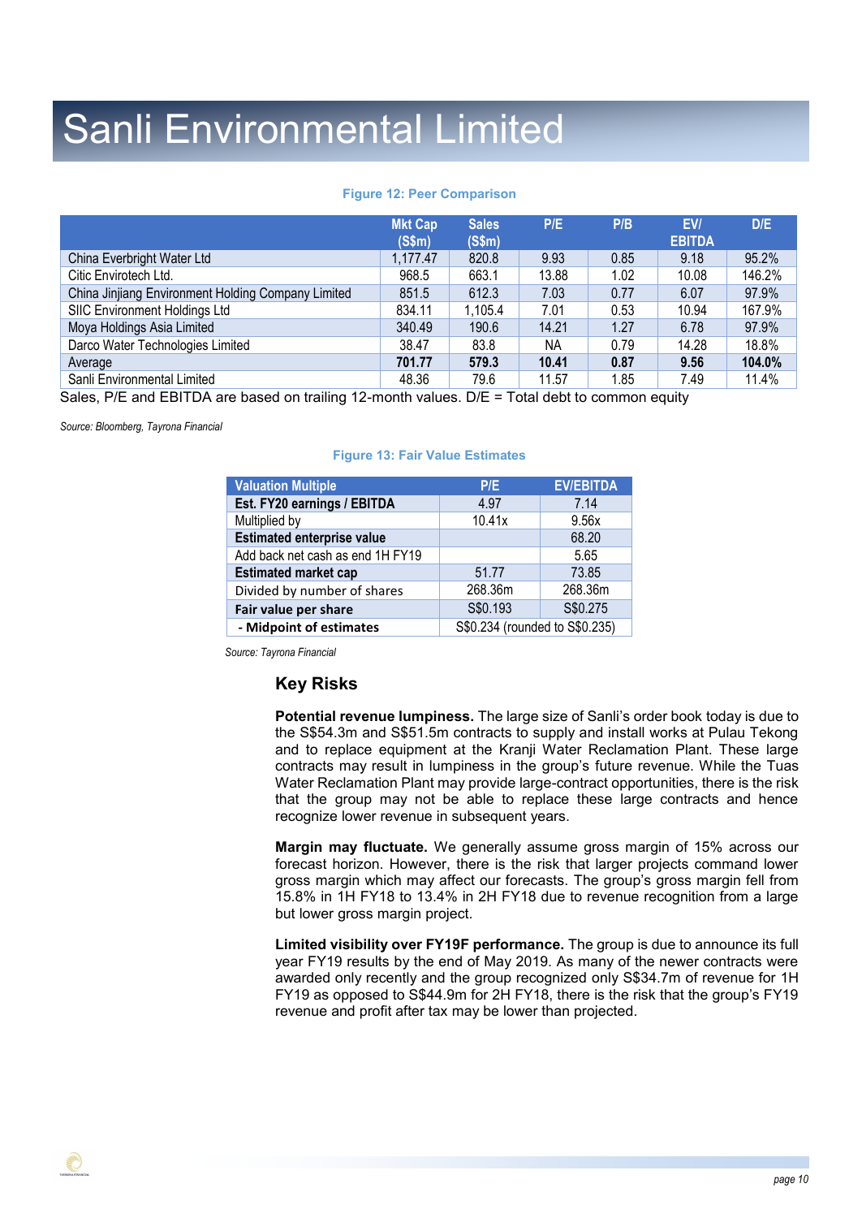# Sanli Environmental Limited

**Figure 12: Peer Comparison**

| | Mkt Cap (S$m) | Sales (S$m) | P/E | P/B | EV/ EBITDA | D/E |
|---|---|---|---|---|---|---|
| China Everbright Water Ltd | 1,177.47 | 820.8 | 9.93 | 0.85 | 9.18 | 95.2% |
| Citic Envirotech Ltd. | 968.5 | 663.1 | 13.88 | 1.02 | 10.08 | 146.2% |
| China Jinjiang Environment Holding Company Limited | 851.5 | 612.3 | 7.03 | 0.77 | 6.07 | 97.9% |
| SIIC Environment Holdings Ltd | 834.11 | 1,105.4 | 7.01 | 0.53 | 10.94 | 167.9% |
| Moya Holdings Asia Limited | 340.49 | 190.6 | 14.21 | 1.27 | 6.78 | 97.9% |
| Darco Water Technologies Limited | 38.47 | 83.8 | NA | 0.79 | 14.28 | 18.8% |
| Average | **701.77** | **579.3** | **10.41** | **0.87** | **9.56** | **104.0%** |
| Sanli Environmental Limited | 48.36 | 79.6 | 11.57 | 1.85 | 7.49 | 11.4% |

Sales, P/E and EBITDA are based on trailing 12-month values. D/E = Total debt to common equity

*Source: Bloomberg, Tayrona Financial*

**Figure 13: Fair Value Estimates**

| Valuation Multiple | P/E | EV/EBITDA |
|---|---|---|
| **Est. FY20 earnings / EBITDA** | 4.97 | 7.14 |
| Multiplied by | 10.41x | 9.56x |
| **Estimated enterprise value** | | 68.20 |
| Add back net cash as end 1H FY19 | | 5.65 |
| **Estimated market cap** | 51.77 | 73.85 |
| Divided by number of shares | 268.36m | 268.36m |
| **Fair value per share** | S$0.193 | S$0.275 |
| **- Midpoint of estimates** | S$0.234 (rounded to S$0.235) | |

*Source: Tayrona Financial*

## Key Risks

**Potential revenue lumpiness.** The large size of Sanli's order book today is due to the S$54.3m and S$51.5m contracts to supply and install works at Pulau Tekong and to replace equipment at the Kranji Water Reclamation Plant. These large contracts may result in lumpiness in the group's future revenue. While the Tuas Water Reclamation Plant may provide large-contract opportunities, there is the risk that the group may not be able to replace these large contracts and hence recognize lower revenue in subsequent years.

**Margin may fluctuate.** We generally assume gross margin of 15% across our forecast horizon. However, there is the risk that larger projects command lower gross margin which may affect our forecasts. The group's gross margin fell from 15.8% in 1H FY18 to 13.4% in 2H FY18 due to revenue recognition from a large but lower gross margin project.

**Limited visibility over FY19F performance.** The group is due to announce its full year FY19 results by the end of May 2019. As many of the newer contracts were awarded only recently and the group recognized only S$34.7m of revenue for 1H FY19 as opposed to S$44.9m for 2H FY18, there is the risk that the group's FY19 revenue and profit after tax may be lower than projected.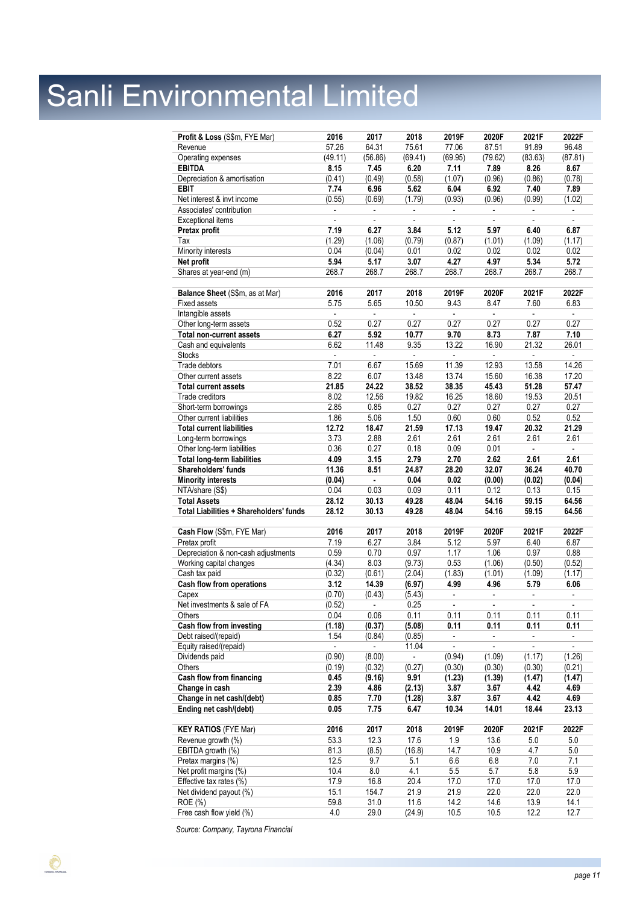# Sanli Environmental Limited

| Profit & Loss (S$m, FYE Mar) | 2016 | 2017 | 2018 | 2019F | 2020F | 2021F | 2022F |
|---|---|---|---|---|---|---|---|
| Revenue | 57.26 | 64.31 | 75.61 | 77.06 | 87.51 | 91.89 | 96.48 |
| Operating expenses | (49.11) | (56.86) | (69.41) | (69.95) | (79.62) | (83.63) | (87.81) |
| **EBITDA** | **8.15** | **7.45** | **6.20** | **7.11** | **7.89** | **8.26** | **8.67** |
| Depreciation & amortisation | (0.41) | (0.49) | (0.58) | (1.07) | (0.96) | (0.86) | (0.78) |
| **EBIT** | **7.74** | **6.96** | **5.62** | **6.04** | **6.92** | **7.40** | **7.89** |
| Net interest & invt income | (0.55) | (0.69) | (1.79) | (0.93) | (0.96) | (0.99) | (1.02) |
| Associates' contribution | - | - | - | - | - | - | - |
| Exceptional items | - | - | - | - | - | - | - |
| **Pretax profit** | **7.19** | **6.27** | **3.84** | **5.12** | **5.97** | **6.40** | **6.87** |
| Tax | (1.29) | (1.06) | (0.79) | (0.87) | (1.01) | (1.09) | (1.17) |
| Minority interests | 0.04 | (0.04) | 0.01 | 0.02 | 0.02 | 0.02 | 0.02 |
| **Net profit** | **5.94** | **5.17** | **3.07** | **4.27** | **4.97** | **5.34** | **5.72** |
| Shares at year-end (m) | 268.7 | 268.7 | 268.7 | 268.7 | 268.7 | 268.7 | 268.7 |

| Balance Sheet (S$m, as at Mar) | 2016 | 2017 | 2018 | 2019F | 2020F | 2021F | 2022F |
|---|---|---|---|---|---|---|---|
| Fixed assets | 5.75 | 5.65 | 10.50 | 9.43 | 8.47 | 7.60 | 6.83 |
| Intangible assets | - | - | - | - | - | - | - |
| Other long-term assets | 0.52 | 0.27 | 0.27 | 0.27 | 0.27 | 0.27 | 0.27 |
| **Total non-current assets** | **6.27** | **5.92** | **10.77** | **9.70** | **8.73** | **7.87** | **7.10** |
| Cash and equivalents | 6.62 | 11.48 | 9.35 | 13.22 | 16.90 | 21.32 | 26.01 |
| Stocks | - | - | - | - | - | - | - |
| Trade debtors | 7.01 | 6.67 | 15.69 | 11.39 | 12.93 | 13.58 | 14.26 |
| Other current assets | 8.22 | 6.07 | 13.48 | 13.74 | 15.60 | 16.38 | 17.20 |
| **Total current assets** | **21.85** | **24.22** | **38.52** | **38.35** | **45.43** | **51.28** | **57.47** |
| Trade creditors | 8.02 | 12.56 | 19.82 | 16.25 | 18.60 | 19.53 | 20.51 |
| Short-term borrowings | 2.85 | 0.85 | 0.27 | 0.27 | 0.27 | 0.27 | 0.27 |
| Other current liabilities | 1.86 | 5.06 | 1.50 | 0.60 | 0.60 | 0.52 | 0.52 |
| **Total current liabilities** | **12.72** | **18.47** | **21.59** | **17.13** | **19.47** | **20.32** | **21.29** |
| Long-term borrowings | 3.73 | 2.88 | 2.61 | 2.61 | 2.61 | 2.61 | 2.61 |
| Other long-term liabilities | 0.36 | 0.27 | 0.18 | 0.09 | 0.01 | - | - |
| **Total long-term liabilities** | **4.09** | **3.15** | **2.79** | **2.70** | **2.62** | **2.61** | **2.61** |
| **Shareholders' funds** | **11.36** | **8.51** | **24.87** | **28.20** | **32.07** | **36.24** | **40.70** |
| **Minority interests** | **(0.04)** | **-** | **0.04** | **0.02** | **(0.00)** | **(0.02)** | **(0.04)** |
| NTA/share (S$) | 0.04 | 0.03 | 0.09 | 0.11 | 0.12 | 0.13 | 0.15 |
| **Total Assets** | **28.12** | **30.13** | **49.28** | **48.04** | **54.16** | **59.15** | **64.56** |
| **Total Liabilities + Shareholders' funds** | **28.12** | **30.13** | **49.28** | **48.04** | **54.16** | **59.15** | **64.56** |

| Cash Flow (S$m, FYE Mar) | 2016 | 2017 | 2018 | 2019F | 2020F | 2021F | 2022F |
|---|---|---|---|---|---|---|---|
| Pretax profit | 7.19 | 6.27 | 3.84 | 5.12 | 5.97 | 6.40 | 6.87 |
| Depreciation & non-cash adjustments | 0.59 | 0.70 | 0.97 | 1.17 | 1.06 | 0.97 | 0.88 |
| Working capital changes | (4.34) | 8.03 | (9.73) | 0.53 | (1.06) | (0.50) | (0.52) |
| Cash tax paid | (0.32) | (0.61) | (2.04) | (1.83) | (1.01) | (1.09) | (1.17) |
| **Cash flow from operations** | **3.12** | **14.39** | **(6.97)** | **4.99** | **4.96** | **5.79** | **6.06** |
| Capex | (0.70) | (0.43) | (5.43) | - | - | - | - |
| Net investments & sale of FA | (0.52) | - | 0.25 | - | - | - | - |
| Others | 0.04 | 0.06 | 0.11 | 0.11 | 0.11 | 0.11 | 0.11 |
| **Cash flow from investing** | **(1.18)** | **(0.37)** | **(5.08)** | **0.11** | **0.11** | **0.11** | **0.11** |
| Debt raised/(repaid) | 1.54 | (0.84) | (0.85) | - | - | - | - |
| Equity raised/(repaid) | - | - | 11.04 | - | - | - | - |
| Dividends paid | (0.90) | (8.00) | - | (0.94) | (1.09) | (1.17) | (1.26) |
| Others | (0.19) | (0.32) | (0.27) | (0.30) | (0.30) | (0.30) | (0.21) |
| **Cash flow from financing** | **0.45** | **(9.16)** | **9.91** | **(1.23)** | **(1.39)** | **(1.47)** | **(1.47)** |
| **Change in cash** | **2.39** | **4.86** | **(2.13)** | **3.87** | **3.67** | **4.42** | **4.69** |
| **Change in net cash/(debt)** | **0.85** | **7.70** | **(1.28)** | **3.87** | **3.67** | **4.42** | **4.69** |
| **Ending net cash/(debt)** | **0.05** | **7.75** | **6.47** | **10.34** | **14.01** | **18.44** | **23.13** |

| KEY RATIOS (FYE Mar) | 2016 | 2017 | 2018 | 2019F | 2020F | 2021F | 2022F |
|---|---|---|---|---|---|---|---|
| Revenue growth (%) | 53.3 | 12.3 | 17.6 | 1.9 | 13.6 | 5.0 | 5.0 |
| EBITDA growth (%) | 81.3 | (8.5) | (16.8) | 14.7 | 10.9 | 4.7 | 5.0 |
| Pretax margins (%) | 12.5 | 9.7 | 5.1 | 6.6 | 6.8 | 7.0 | 7.1 |
| Net profit margins (%) | 10.4 | 8.0 | 4.1 | 5.5 | 5.7 | 5.8 | 5.9 |
| Effective tax rates (%) | 17.9 | 16.8 | 20.4 | 17.0 | 17.0 | 17.0 | 17.0 |
| Net dividend payout (%) | 15.1 | 154.7 | 21.9 | 21.9 | 22.0 | 22.0 | 22.0 |
| ROE (%) | 59.8 | 31.0 | 11.6 | 14.2 | 14.6 | 13.9 | 14.1 |
| Free cash flow yield (%) | 4.0 | 29.0 | (24.9) | 10.5 | 10.5 | 12.2 | 12.7 |

*Source: Company, Tayrona Financial*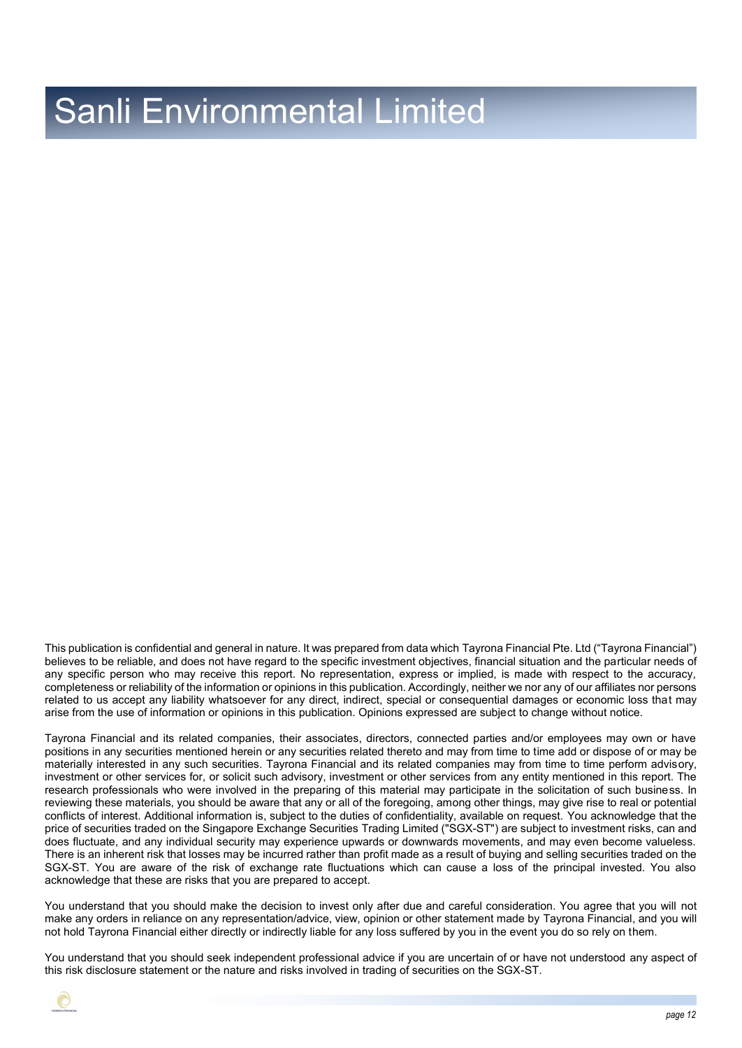This publication is confidential and general in nature. It was prepared from data which Tayrona Financial Pte. Ltd (“Tayrona Financial”) believes to be reliable, and does not have regard to the specific investment objectives, financial situation and the particular needs of any specific person who may receive this report. No representation, express or implied, is made with respect to the accuracy, completeness or reliability of the information or opinions in this publication. Accordingly, neither we nor any of our affiliates nor persons related to us accept any liability whatsoever for any direct, indirect, special or consequential damages or economic loss that may arise from the use of information or opinions in this publication. Opinions expressed are subject to change without notice.

Tayrona Financial and its related companies, their associates, directors, connected parties and/or employees may own or have positions in any securities mentioned herein or any securities related thereto and may from time to time add or dispose of or may be materially interested in any such securities. Tayrona Financial and its related companies may from time to time perform advisory, investment or other services for, or solicit such advisory, investment or other services from any entity mentioned in this report. The research professionals who were involved in the preparing of this material may participate in the solicitation of such business. In reviewing these materials, you should be aware that any or all of the foregoing, among other things, may give rise to real or potential conflicts of interest. Additional information is, subject to the duties of confidentiality, available on request. You acknowledge that the price of securities traded on the Singapore Exchange Securities Trading Limited ("SGX-ST") are subject to investment risks, can and does fluctuate, and any individual security may experience upwards or downwards movements, and may even become valueless. There is an inherent risk that losses may be incurred rather than profit made as a result of buying and selling securities traded on the SGX-ST. You are aware of the risk of exchange rate fluctuations which can cause a loss of the principal invested. You also acknowledge that these are risks that you are prepared to accept.

You understand that you should make the decision to invest only after due and careful consideration. You agree that you will not make any orders in reliance on any representation/advice, view, opinion or other statement made by Tayrona Financial, and you will not hold Tayrona Financial either directly or indirectly liable for any loss suffered by you in the event you do so rely on them.

You understand that you should seek independent professional advice if you are uncertain of or have not understood any aspect of this risk disclosure statement or the nature and risks involved in trading of securities on the SGX-ST.